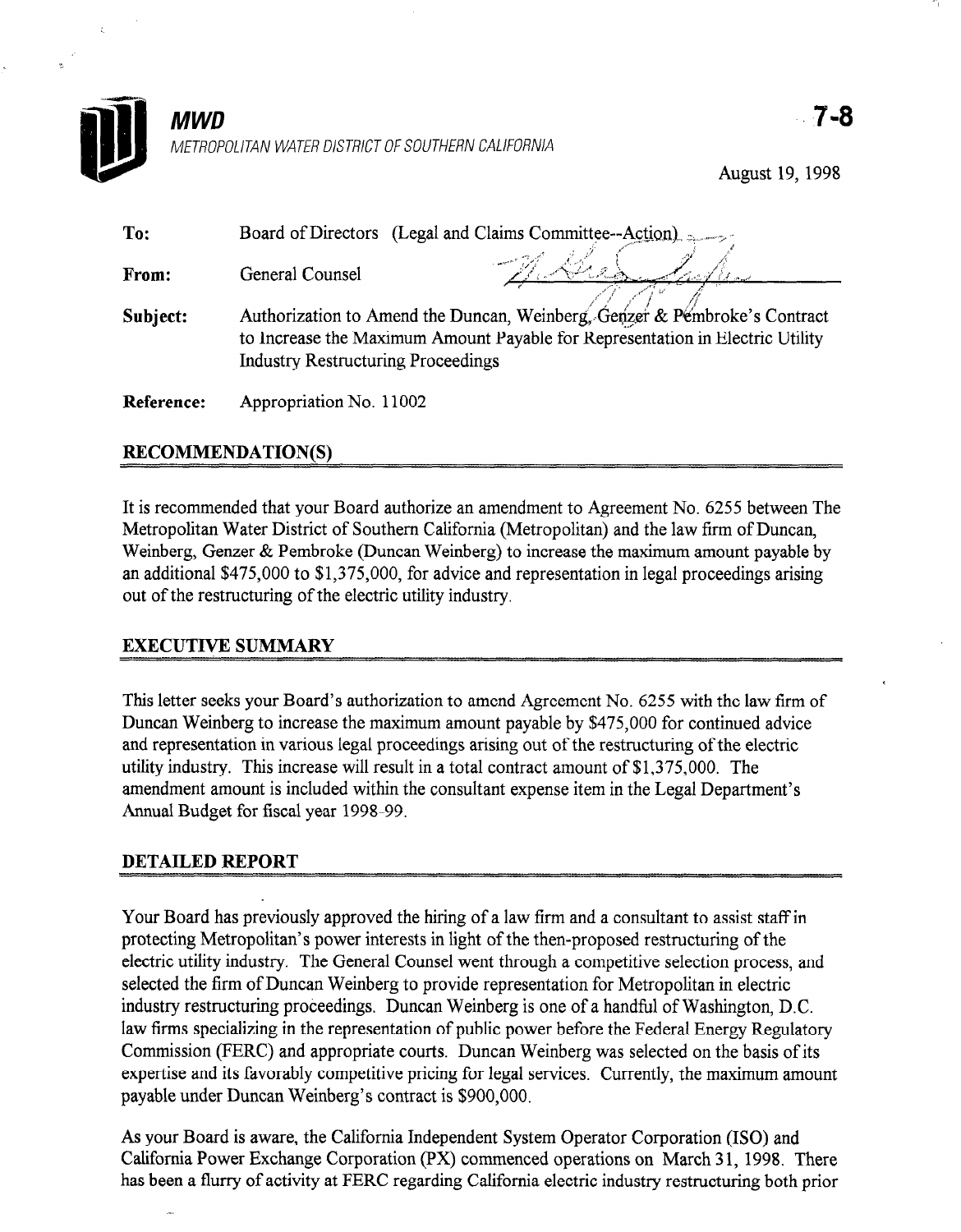# MWD

METROPOLITAN WATER DISTRICT OF SOUTHERN CALIFORNIA

**7-8**

August 19, 1998

| | |
|---|---|
| **To:** | Board of Directors (Legal and Claims Committee--Action) |
| **From:** | General Counsel |
| **Subject:** | Authorization to Amend the Duncan, Weinberg, Genzer & Pembroke's Contract to Increase the Maximum Amount Payable for Representation in Electric Utility Industry Restructuring Proceedings |
| **Reference:** | Appropriation No. 11002 |

## RECOMMENDATION(S)

It is recommended that your Board authorize an amendment to Agreement No. 6255 between The Metropolitan Water District of Southern California (Metropolitan) and the law firm of Duncan, Weinberg, Genzer & Pembroke (Duncan Weinberg) to increase the maximum amount payable by an additional $475,000 to $1,375,000, for advice and representation in legal proceedings arising out of the restructuring of the electric utility industry.

## EXECUTIVE SUMMARY

This letter seeks your Board's authorization to amend Agreement No. 6255 with the law firm of Duncan Weinberg to increase the maximum amount payable by $475,000 for continued advice and representation in various legal proceedings arising out of the restructuring of the electric utility industry. This increase will result in a total contract amount of $1,375,000. The amendment amount is included within the consultant expense item in the Legal Department's Annual Budget for fiscal year 1998-99.

## DETAILED REPORT

Your Board has previously approved the hiring of a law firm and a consultant to assist staff in protecting Metropolitan's power interests in light of the then-proposed restructuring of the electric utility industry. The General Counsel went through a competitive selection process, and selected the firm of Duncan Weinberg to provide representation for Metropolitan in electric industry restructuring proceedings. Duncan Weinberg is one of a handful of Washington, D.C. law firms specializing in the representation of public power before the Federal Energy Regulatory Commission (FERC) and appropriate courts. Duncan Weinberg was selected on the basis of its expertise and its favorably competitive pricing for legal services. Currently, the maximum amount payable under Duncan Weinberg's contract is $900,000.

As your Board is aware, the California Independent System Operator Corporation (ISO) and California Power Exchange Corporation (PX) commenced operations on March 31, 1998. There has been a flurry of activity at FERC regarding California electric industry restructuring both prior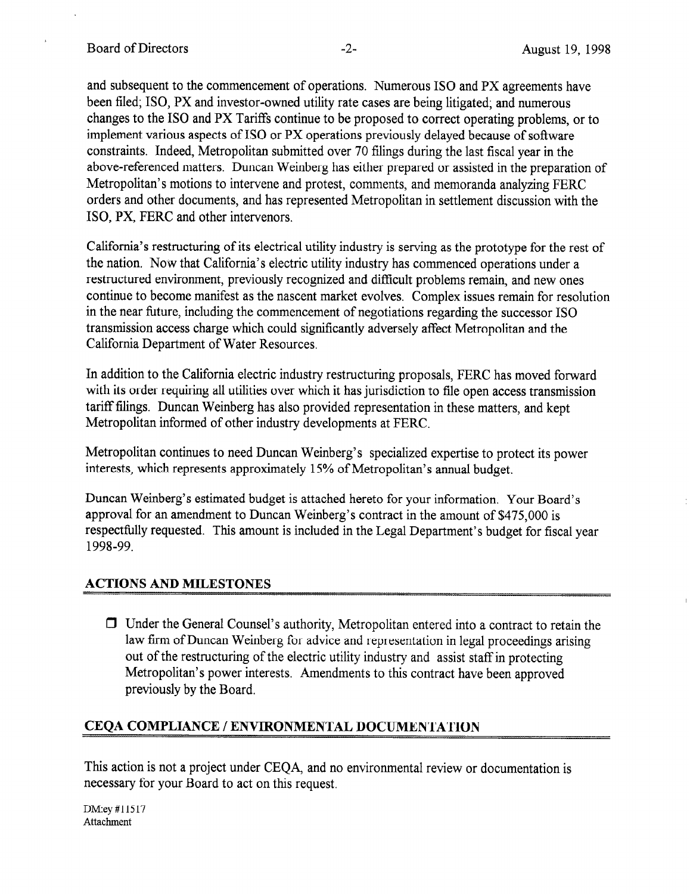and subsequent to the commencement of operations. Numerous ISO and PX agreements have been filed; ISO, PX and investor-owned utility rate cases are being litigated; and numerous changes to the ISO and PX Tariffs continue to be proposed to correct operating problems, or to implement various aspects of ISO or PX operations previously delayed because of software constraints. Indeed, Metropolitan submitted over 70 filings during the last fiscal year in the above-referenced matters. Duncan Weinberg has either prepared or assisted in the preparation of Metropolitan's motions to intervene and protest, comments, and memoranda analyzing FERC orders and other documents, and has represented Metropolitan in settlement discussion with the ISO, PX, FERC and other intervenors.

California's restructuring of its electrical utility industry is serving as the prototype for the rest of the nation. Now that California's electric utility industry has commenced operations under a restructured environment, previously recognized and difficult problems remain, and new ones continue to become manifest as the nascent market evolves. Complex issues remain for resolution in the near future, including the commencement of negotiations regarding the successor ISO transmission access charge which could significantly adversely affect Metropolitan and the California Department of Water Resources.

In addition to the California electric industry restructuring proposals, FERC has moved forward with its order requiring all utilities over which it has jurisdiction to file open access transmission tariff filings. Duncan Weinberg has also provided representation in these matters, and kept Metropolitan informed of other industry developments at FERC.

Metropolitan continues to need Duncan Weinberg's specialized expertise to protect its power interests, which represents approximately 15% of Metropolitan's annual budget.

Duncan Weinberg's estimated budget is attached hereto for your information. Your Board's approval for an amendment to Duncan Weinberg's contract in the amount of $475,000 is respectfully requested. This amount is included in the Legal Department's budget for fiscal year 1998-99.

## ACTIONS AND MILESTONES

- Under the General Counsel's authority, Metropolitan entered into a contract to retain the law firm of Duncan Weinberg for advice and representation in legal proceedings arising out of the restructuring of the electric utility industry and assist staff in protecting Metropolitan's power interests. Amendments to this contract have been approved previously by the Board.

## CEQA COMPLIANCE / ENVIRONMENTAL DOCUMENTATION

This action is not a project under CEQA, and no environmental review or documentation is necessary for your Board to act on this request.

DM:ey #11517
Attachment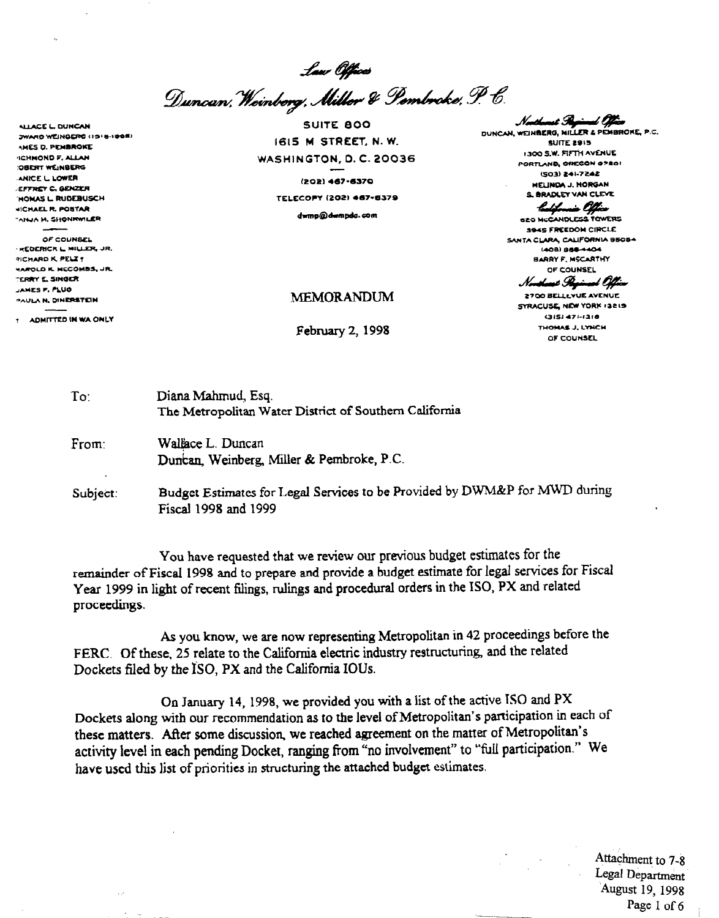*Law Offices*

*Duncan, Weinberg, Miller & Pembroke, P.C.*

SUITE 800
1615 M STREET, N. W.
WASHINGTON, D. C. 20036

(202) 467-6370
TELECOPY (202) 467-6379
dwmp@dwmpdc.com

WALLACE L. DUNCAN
EDWARD WEINBERG (1918-1995)
JAMES D. PEMBROKE
RICHMOND F. ALLAN
ROBERT WEINBERG
JANICE L. LOWER
JEFFREY C. GENZER
THOMAS L. RUDEBUSCH
MICHAEL R. POSTAR
TANJA M. SHONKWILER

OF COUNSEL
FREDERICK L. MILLER, JR.
RICHARD K. PELZ †
HAROLD K. MCCOMBS, JR.
TERRY E. SINGER
JAMES F. PLUG
PAULA N. DINERSTEIN

† ADMITTED IN WA ONLY

*Northwest Regional Office*
DUNCAN, WEINBERG, MILLER & PEMBROKE, P.C.
SUITE 2915
1300 S.W. FIFTH AVENUE
PORTLAND, OREGON 97201
(503) 241-7242
MELINDA J. MORGAN
S. BRADLEY VAN CLEVE

*California Office*
620 MCCANDLESS TOWERS
3945 FREEDOM CIRCLE
SANTA CLARA, CALIFORNIA 95054
(408) 988-4404
BARRY F. MCCARTHY
OF COUNSEL

*Northeast Regional Office*
2700 BELLEVUE AVENUE
SYRACUSE, NEW YORK 13219
(315) 471-1318
THOMAS J. LYNCH
OF COUNSEL

MEMORANDUM

February 2, 1998

To: Diana Mahmud, Esq.
The Metropolitan Water District of Southern California

From: Wallace L. Duncan
Duncan, Weinberg, Miller & Pembroke, P.C.

Subject: Budget Estimates for Legal Services to be Provided by DWM&P for MWD during Fiscal 1998 and 1999

You have requested that we review our previous budget estimates for the remainder of Fiscal 1998 and to prepare and provide a budget estimate for legal services for Fiscal Year 1999 in light of recent filings, rulings and procedural orders in the ISO, PX and related proceedings.

As you know, we are now representing Metropolitan in 42 proceedings before the FERC. Of these, 25 relate to the California electric industry restructuring, and the related Dockets filed by the ISO, PX and the California IOUs.

On January 14, 1998, we provided you with a list of the active ISO and PX Dockets along with our recommendation as to the level of Metropolitan's participation in each of these matters. After some discussion, we reached agreement on the matter of Metropolitan's activity level in each pending Docket, ranging from "no involvement" to "full participation." We have used this list of priorities in structuring the attached budget estimates.

Attachment to 7-8
Legal Department
August 19, 1998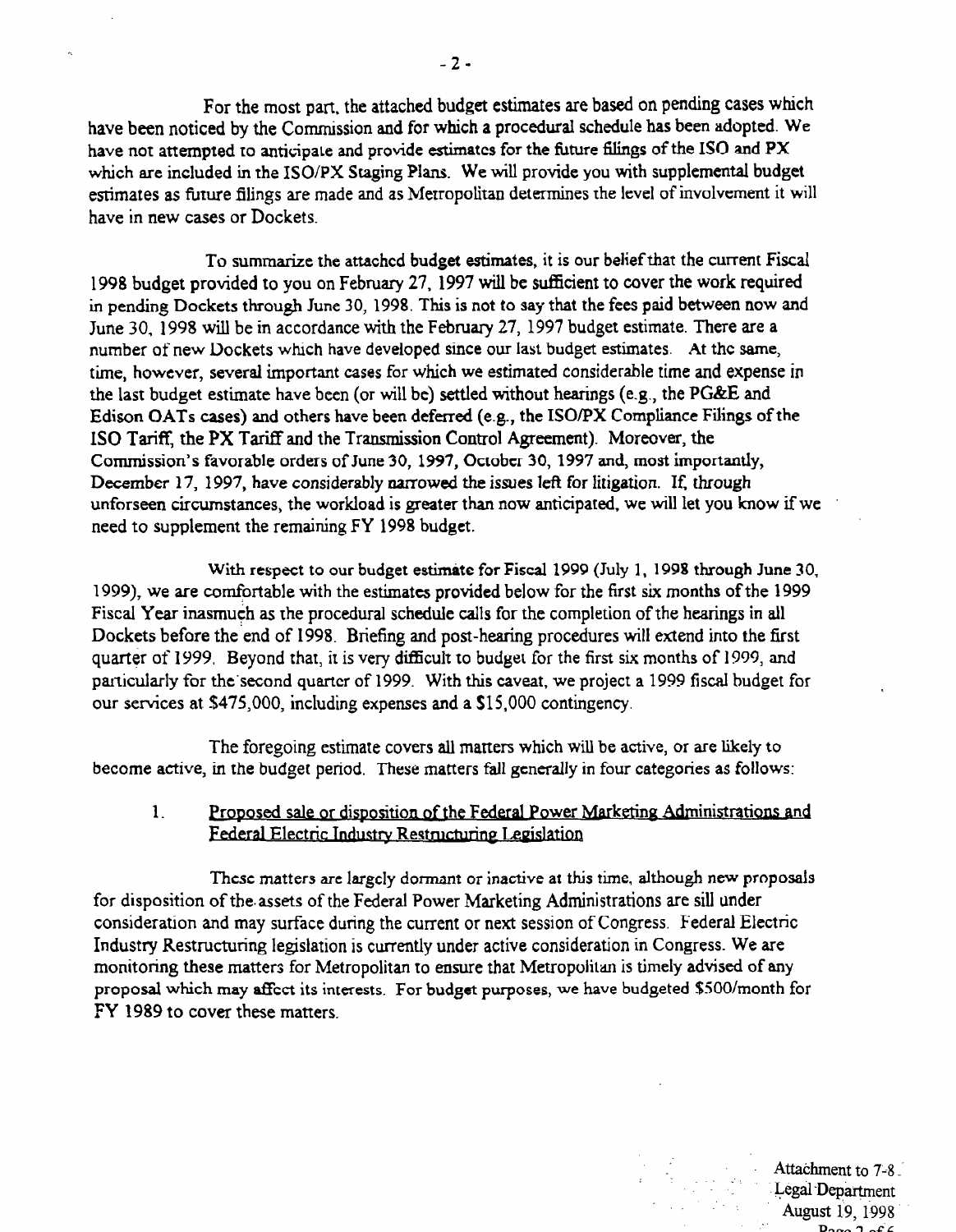For the most part, the attached budget estimates are based on pending cases which have been noticed by the Commission and for which a procedural schedule has been adopted. We have not attempted to anticipate and provide estimates for the future filings of the ISO and PX which are included in the ISO/PX Staging Plans. We will provide you with supplemental budget estimates as future filings are made and as Metropolitan determines the level of involvement it will have in new cases or Dockets.

To summarize the attached budget estimates, it is our belief that the current Fiscal 1998 budget provided to you on February 27, 1997 will be sufficient to cover the work required in pending Dockets through June 30, 1998. This is not to say that the fees paid between now and June 30, 1998 will be in accordance with the February 27, 1997 budget estimate. There are a number of new Dockets which have developed since our last budget estimates. At the same, time, however, several important cases for which we estimated considerable time and expense in the last budget estimate have been (or will be) settled without hearings (e.g., the PG&E and Edison OATs cases) and others have been deferred (e.g., the ISO/PX Compliance Filings of the ISO Tariff, the PX Tariff and the Transmission Control Agreement). Moreover, the Commission's favorable orders of June 30, 1997, October 30, 1997 and, most importantly, December 17, 1997, have considerably narrowed the issues left for litigation. If, through unforseen circumstances, the workload is greater than now anticipated, we will let you know if we need to supplement the remaining FY 1998 budget.

With respect to our budget estimate for Fiscal 1999 (July 1, 1998 through June 30, 1999), we are comfortable with the estimates provided below for the first six months of the 1999 Fiscal Year inasmuch as the procedural schedule calls for the completion of the hearings in all Dockets before the end of 1998. Briefing and post-hearing procedures will extend into the first quarter of 1999. Beyond that, it is very difficult to budget for the first six months of 1999, and particularly for the second quarter of 1999. With this caveat, we project a 1999 fiscal budget for our services at $475,000, including expenses and a $15,000 contingency.

The foregoing estimate covers all matters which will be active, or are likely to become active, in the budget period. These matters fall generally in four categories as follows:

1. <u>Proposed sale or disposition of the Federal Power Marketing Administrations and Federal Electric Industry Restructuring Legislation</u>

These matters are largely dormant or inactive at this time, although new proposals for disposition of the assets of the Federal Power Marketing Administrations are sill under consideration and may surface during the current or next session of Congress. Federal Electric Industry Restructuring legislation is currently under active consideration in Congress. We are monitoring these matters for Metropolitan to ensure that Metropolitan is timely advised of any proposal which may affect its interests. For budget purposes, we have budgeted $500/month for FY 1989 to cover these matters.

Attachment to 7-8
Legal Department
August 19, 1998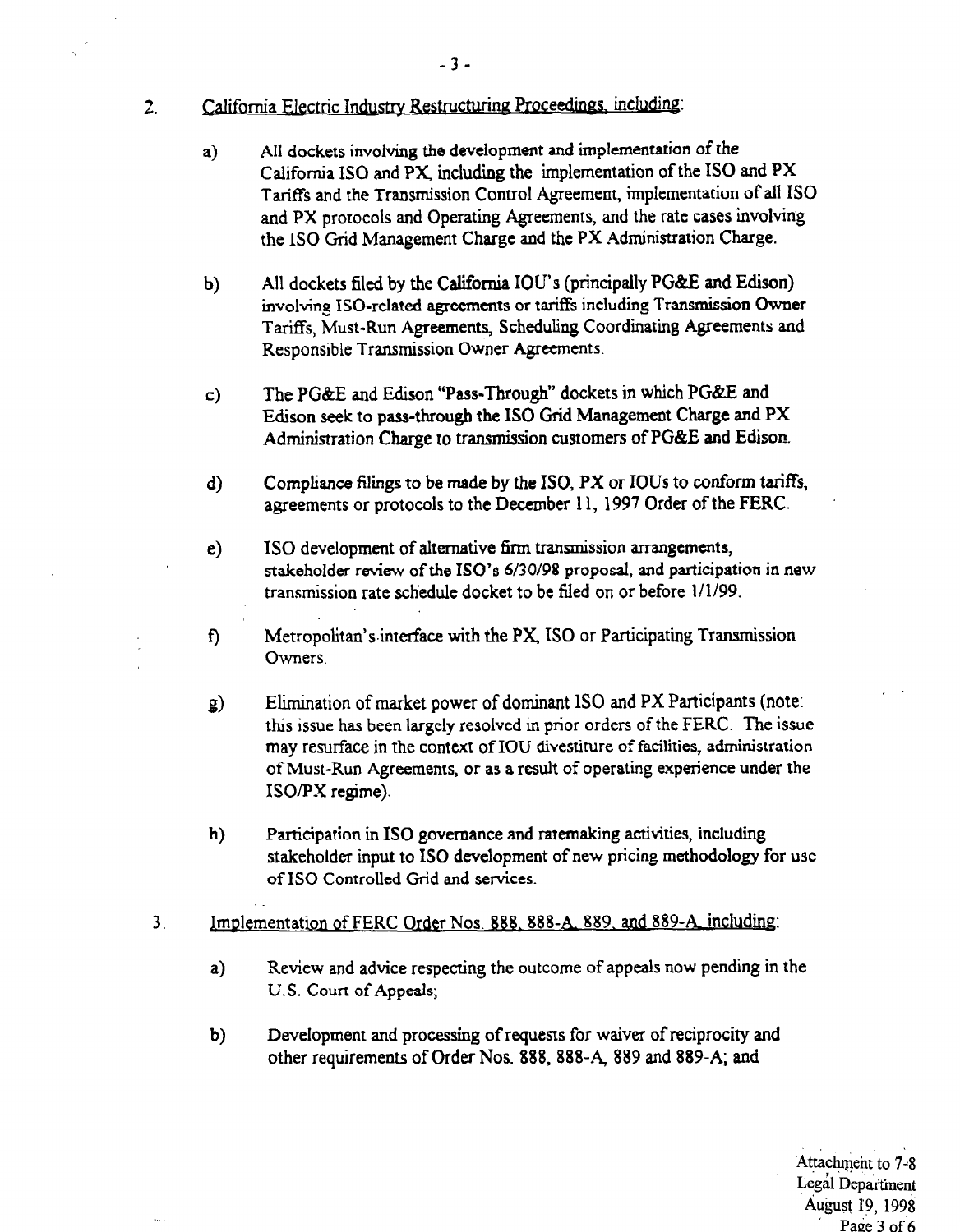2. California Electric Industry Restructuring Proceedings, including:

   a) All dockets involving the development and implementation of the California ISO and PX, including the implementation of the ISO and PX Tariffs and the Transmission Control Agreement, implementation of all ISO and PX protocols and Operating Agreements, and the rate cases involving the ISO Grid Management Charge and the PX Administration Charge.

   b) All dockets filed by the California IOU's (principally PG&E and Edison) involving ISO-related agreements or tariffs including Transmission Owner Tariffs, Must-Run Agreements, Scheduling Coordinating Agreements and Responsible Transmission Owner Agreements.

   c) The PG&E and Edison "Pass-Through" dockets in which PG&E and Edison seek to pass-through the ISO Grid Management Charge and PX Administration Charge to transmission customers of PG&E and Edison.

   d) Compliance filings to be made by the ISO, PX or IOUs to conform tariffs, agreements or protocols to the December 11, 1997 Order of the FERC.

   e) ISO development of alternative firm transmission arrangements, stakeholder review of the ISO's 6/30/98 proposal, and participation in new transmission rate schedule docket to be filed on or before 1/1/99.

   f) Metropolitan's interface with the PX, ISO or Participating Transmission Owners.

   g) Elimination of market power of dominant ISO and PX Participants (note: this issue has been largely resolved in prior orders of the FERC. The issue may resurface in the context of IOU divestiture of facilities, administration of Must-Run Agreements, or as a result of operating experience under the ISO/PX regime).

   h) Participation in ISO governance and ratemaking activities, including stakeholder input to ISO development of new pricing methodology for use of ISO Controlled Grid and services.

3. Implementation of FERC Order Nos. 888, 888-A, 889, and 889-A, including:

   a) Review and advice respecting the outcome of appeals now pending in the U.S. Court of Appeals;

   b) Development and processing of requests for waiver of reciprocity and other requirements of Order Nos. 888, 888-A, 889 and 889-A; and

Attachment to 7-8
Legal Department
August 19, 1998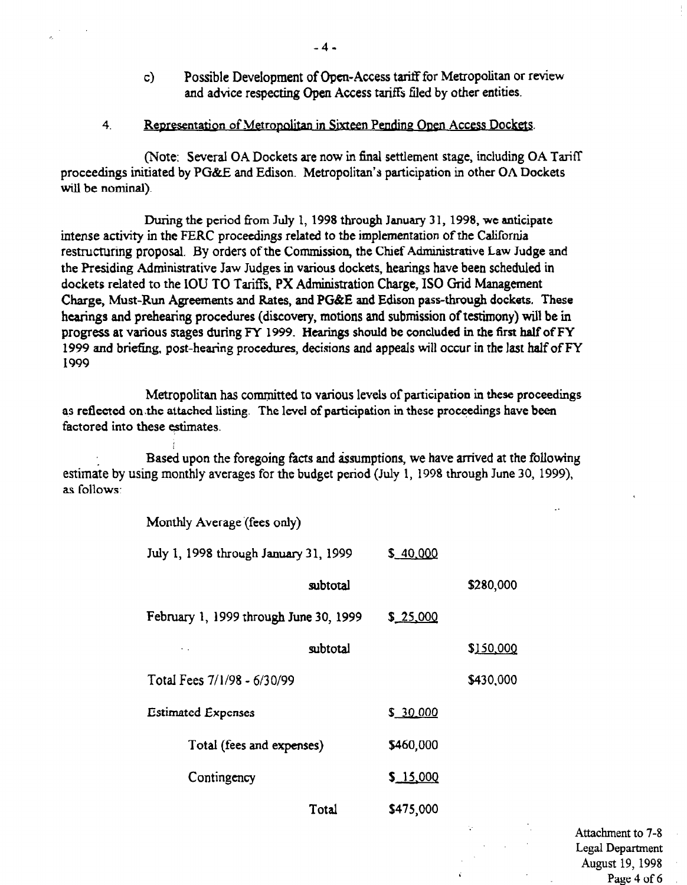c) Possible Development of Open-Access tariff for Metropolitan or review and advice respecting Open Access tariffs filed by other entities.

4. Representation of Metropolitan in Sixteen Pending Open Access Dockets.

(Note: Several OA Dockets are now in final settlement stage, including OA Tariff proceedings initiated by PG&E and Edison. Metropolitan's participation in other OA Dockets will be nominal).

During the period from July 1, 1998 through January 31, 1998, we anticipate intense activity in the FERC proceedings related to the implementation of the California restructuring proposal. By orders of the Commission, the Chief Administrative Law Judge and the Presiding Administrative Jaw Judges in various dockets, hearings have been scheduled in dockets related to the IOU TO Tariffs, PX Administration Charge, ISO Grid Management Charge, Must-Run Agreements and Rates, and PG&E and Edison pass-through dockets. These hearings and prehearing procedures (discovery, motions and submission of testimony) will be in progress at various stages during FY 1999. Hearings should be concluded in the first half of FY 1999 and briefing, post-hearing procedures, decisions and appeals will occur in the last half of FY 1999

Metropolitan has committed to various levels of participation in these proceedings as reflected on the attached listing. The level of participation in these proceedings have been factored into these estimates.

Based upon the foregoing facts and assumptions, we have arrived at the following estimate by using monthly averages for the budget period (July 1, 1998 through June 30, 1999), as follows:

| | | |
|---|---|---|
| Monthly Average (fees only) | | |
| July 1, 1998 through January 31, 1999 | $ 40,000 | |
| subtotal | | $280,000 |
| February 1, 1999 through June 30, 1999 | $ 25,000 | |
| subtotal | | $150,000 |
| Total Fees 7/1/98 - 6/30/99 | | $430,000 |
| Estimated Expenses | $ 30,000 | |
| Total (fees and expenses) | $460,000 | |
| Contingency | $ 15,000 | |
| Total | $475,000 | |

Attachment to 7-8
Legal Department
August 19, 1998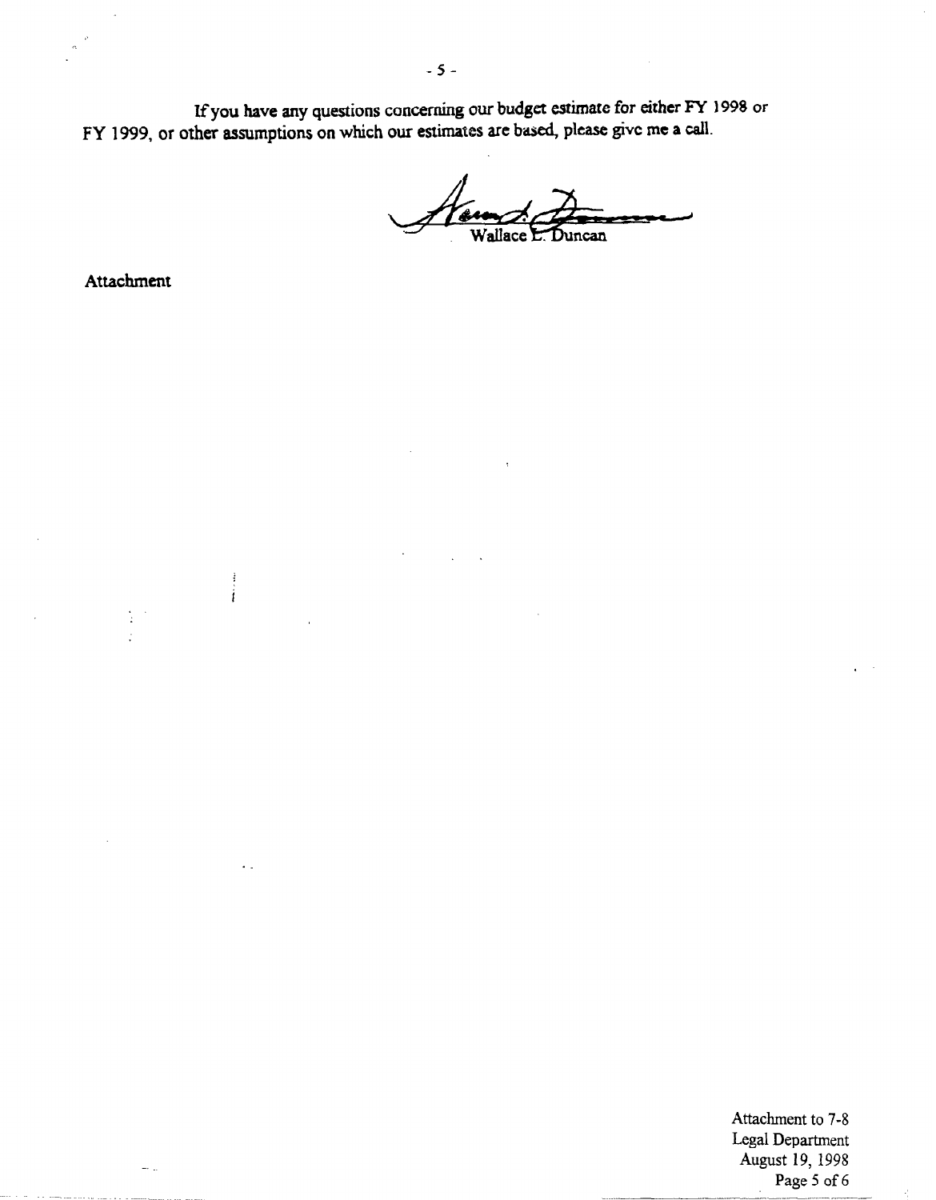If you have any questions concerning our budget estimate for either FY 1998 or FY 1999, or other assumptions on which our estimates are based, please give me a call.

Wallace E. Duncan

Attachment

Attachment to 7-8
Legal Department
August 19, 1998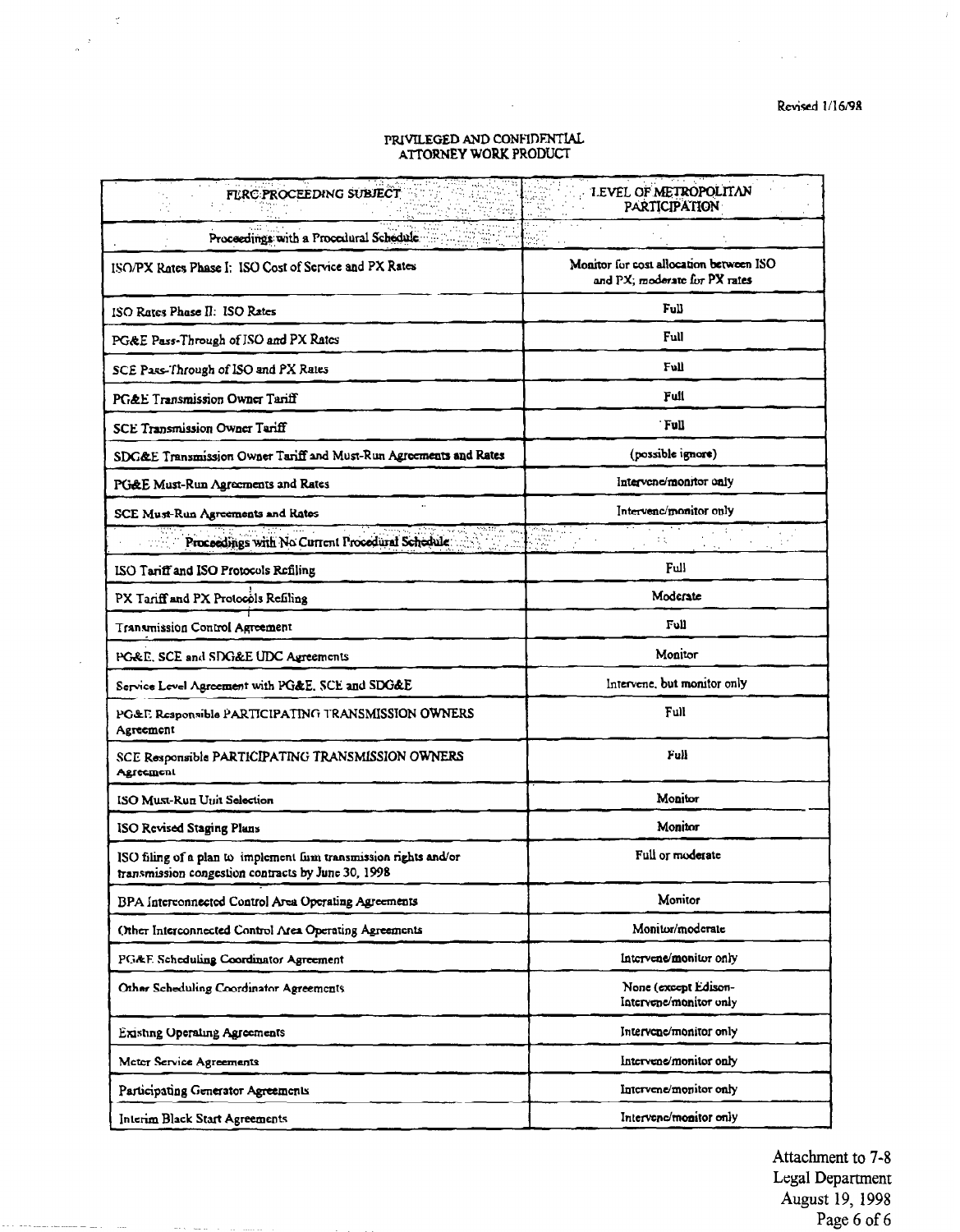Revised 1/16/98

PRIVILEGED AND CONFIDENTIAL
ATTORNEY WORK PRODUCT

| FERC PROCEEDING SUBJECT | LEVEL OF METROPOLITAN PARTICIPATION |
|---|---|
| Proceedings with a Procedural Schedule | |
| ISO/PX Rates Phase I: ISO Cost of Service and PX Rates | Monitor for cost allocation between ISO and PX; moderate for PX rates |
| ISO Rates Phase II: ISO Rates | Full |
| PG&E Pass-Through of ISO and PX Rates | Full |
| SCE Pass-Through of ISO and PX Rates | Full |
| PG&E Transmission Owner Tariff | Full |
| SCE Transmission Owner Tariff | Full |
| SDG&E Transmission Owner Tariff and Must-Run Agreements and Rates | (possible ignore) |
| PG&E Must-Run Agreements and Rates | Intervene/monitor only |
| SCE Must-Run Agreements and Rates | Intervene/monitor only |
| Proceedings with No Current Procedural Schedule | |
| ISO Tariff and ISO Protocols Refiling | Full |
| PX Tariff and PX Protocols Refiling | Moderate |
| Transmission Control Agreement | Full |
| PG&E, SCE and SDG&E UDC Agreements | Monitor |
| Service Level Agreement with PG&E, SCE and SDG&E | Intervene, but monitor only |
| PG&E Responsible PARTICIPATING TRANSMISSION OWNERS Agreement | Full |
| SCE Responsible PARTICIPATING TRANSMISSION OWNERS Agreement | Full |
| ISO Must-Run Unit Selection | Monitor |
| ISO Revised Staging Plans | Monitor |
| ISO filing of a plan to implement firm transmission rights and/or transmission congestion contracts by June 30, 1998 | Full or moderate |
| BPA Interconnected Control Area Operating Agreements | Monitor |
| Other Interconnected Control Area Operating Agreements | Monitor/moderate |
| PG&E Scheduling Coordinator Agreement | Intervene/monitor only |
| Other Scheduling Coordinator Agreements | None (except Edison-Intervene/monitor only |
| Existing Operating Agreements | Intervene/monitor only |
| Meter Service Agreements | Intervene/monitor only |
| Participating Generator Agreements | Intervene/monitor only |
| Interim Black Start Agreements | Intervene/monitor only |

Attachment to 7-8
Legal Department
August 19, 1998